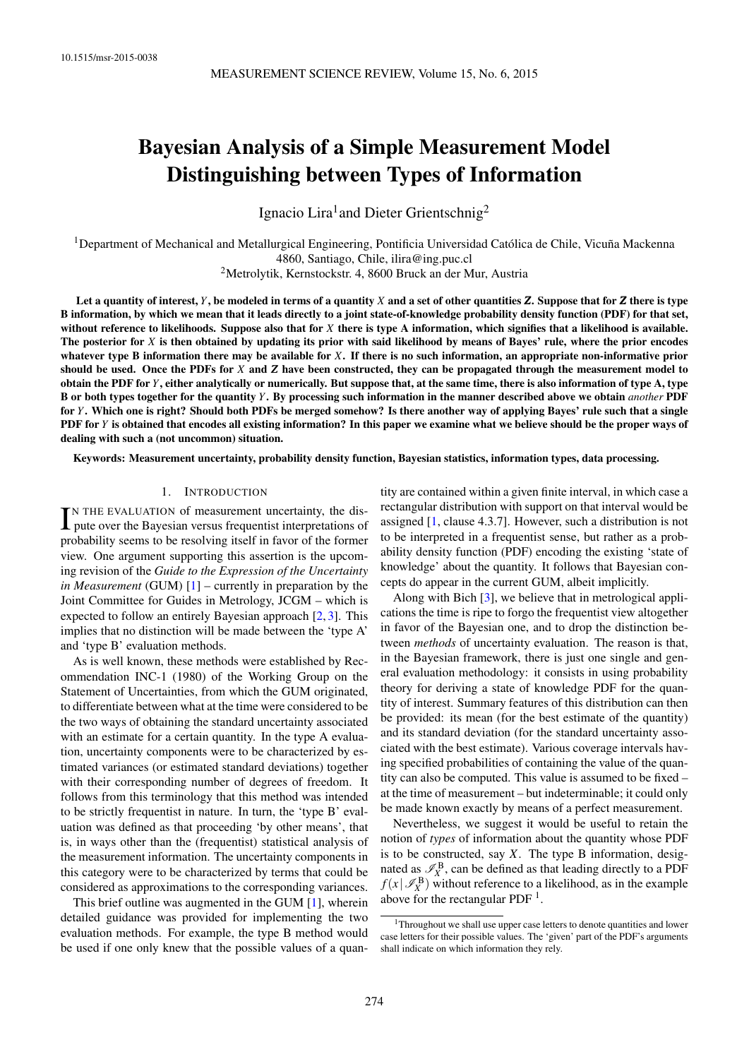# Bayesian Analysis of a Simple Measurement Model Distinguishing between Types of Information

Ignacio Lira[1] and Dieter Grientschnig[2]

[1]Department of Mechanical and Metallurgical Engineering, Pontificia Universidad Católica de Chile, Vicuña Mackenna 4860, Santiago, Chile, ilira@ing.puc.cl

[2]Metrolytik, Kernstockstr. 4, 8600 Bruck an der Mur, Austria

**Let a quantity of interest, $Y$, be modeled in terms of a quantity $X$ and a set of other quantities $\boldsymbol{Z}$. Suppose that for $\boldsymbol{Z}$ there is type B information, by which we mean that it leads directly to a joint state-of-knowledge probability density function (PDF) for that set, without reference to likelihoods. Suppose also that for $X$ there is type A information, which signifies that a likelihood is available. The posterior for $X$ is then obtained by updating its prior with said likelihood by means of Bayes' rule, where the prior encodes whatever type B information there may be available for $X$. If there is no such information, an appropriate non-informative prior should be used. Once the PDFs for $X$ and $\boldsymbol{Z}$ have been constructed, they can be propagated through the measurement model to obtain the PDF for $Y$, either analytically or numerically. But suppose that, at the same time, there is also information of type A, type B or both types together for the quantity $Y$. By processing such information in the manner described above we obtain *another* PDF for $Y$. Which one is right? Should both PDFs be merged somehow? Is there another way of applying Bayes' rule such that a single PDF for $Y$ is obtained that encodes all existing information? In this paper we examine what we believe should be the proper ways of dealing with such a (not uncommon) situation.**

**Keywords: Measurement uncertainty, probability density function, Bayesian statistics, information types, data processing.**

## 1. Introduction

In the evaluation of measurement uncertainty, the dispute over the Bayesian versus frequentist interpretations of probability seems to be resolving itself in favor of the former view. One argument supporting this assertion is the upcoming revision of the *Guide to the Expression of the Uncertainty in Measurement* (GUM) [1] – currently in preparation by the Joint Committee for Guides in Metrology, JCGM – which is expected to follow an entirely Bayesian approach [2, 3]. This implies that no distinction will be made between the 'type A' and 'type B' evaluation methods.

As is well known, these methods were established by Recommendation INC-1 (1980) of the Working Group on the Statement of Uncertainties, from which the GUM originated, to differentiate between what at the time were considered to be the two ways of obtaining the standard uncertainty associated with an estimate for a certain quantity. In the type A evaluation, uncertainty components were to be characterized by estimated variances (or estimated standard deviations) together with their corresponding number of degrees of freedom. It follows from this terminology that this method was intended to be strictly frequentist in nature. In turn, the 'type B' evaluation was defined as that proceeding 'by other means', that is, in ways other than the (frequentist) statistical analysis of the measurement information. The uncertainty components in this category were to be characterized by terms that could be considered as approximations to the corresponding variances.

This brief outline was augmented in the GUM [1], wherein detailed guidance was provided for implementing the two evaluation methods. For example, the type B method would be used if one only knew that the possible values of a quantity are contained within a given finite interval, in which case a rectangular distribution with support on that interval would be assigned [1, clause 4.3.7]. However, such a distribution is not to be interpreted in a frequentist sense, but rather as a probability density function (PDF) encoding the existing 'state of knowledge' about the quantity. It follows that Bayesian concepts do appear in the current GUM, albeit implicitly.

Along with Bich [3], we believe that in metrological applications the time is ripe to forgo the frequentist view altogether in favor of the Bayesian one, and to drop the distinction between *methods* of uncertainty evaluation. The reason is that, in the Bayesian framework, there is just one single and general evaluation methodology: it consists in using probability theory for deriving a state of knowledge PDF for the quantity of interest. Summary features of this distribution can then be provided: its mean (for the best estimate of the quantity) and its standard deviation (for the standard uncertainty associated with the best estimate). Various coverage intervals having specified probabilities of containing the value of the quantity can also be computed. This value is assumed to be fixed – at the time of measurement – but indeterminable; it could only be made known exactly by means of a perfect measurement.

Nevertheless, we suggest it would be useful to retain the notion of *types* of information about the quantity whose PDF is to be constructed, say $X$. The type B information, designated as $\mathscr{I}_X^{\mathrm{B}}$, can be defined as that leading directly to a PDF $f(x\,|\,\mathscr{I}_X^{\mathrm{B}})$ without reference to a likelihood, as in the example above for the rectangular PDF [1].

[1]Throughout we shall use upper case letters to denote quantities and lower case letters for their possible values. The 'given' part of the PDF's arguments shall indicate on which information they rely.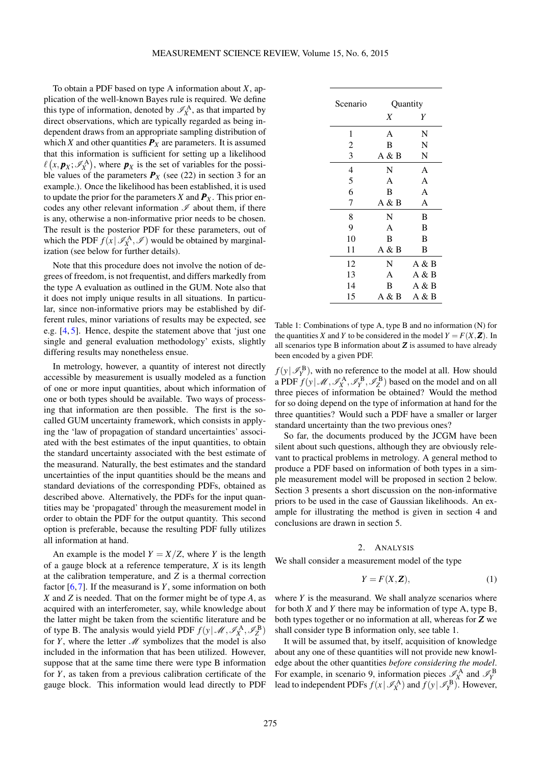To obtain a PDF based on type A information about $X$, application of the well-known Bayes rule is required. We define this type of information, denoted by $\mathscr{I}_X^{\mathrm{A}}$, as that imparted by direct observations, which are typically regarded as being independent draws from an appropriate sampling distribution of which $X$ and other quantities $\boldsymbol{P}_X$ are parameters. It is assumed that this information is sufficient for setting up a likelihood $\ell\left(x, \boldsymbol{p}_X; \mathscr{I}_X^{\mathrm{A}}\right)$, where $\boldsymbol{p}_X$ is the set of variables for the possible values of the parameters $\boldsymbol{P}_X$ (see (22) in section 3 for an example.). Once the likelihood has been established, it is used to update the prior for the parameters $X$ and $\boldsymbol{P}_X$. This prior encodes any other relevant information $\mathscr{I}$ about them, if there is any, otherwise a non-informative prior needs to be chosen. The result is the posterior PDF for these parameters, out of which the PDF $f(x \mid \mathscr{I}_X^{\mathrm{A}}, \mathscr{I})$ would be obtained by marginalization (see below for further details).

Note that this procedure does not involve the notion of degrees of freedom, is not frequentist, and differs markedly from the type A evaluation as outlined in the GUM. Note also that it does not imply unique results in all situations. In particular, since non-informative priors may be established by different rules, minor variations of results may be expected, see e.g. [4, 5]. Hence, despite the statement above that 'just one single and general evaluation methodology' exists, slightly differing results may nonetheless ensue.

In metrology, however, a quantity of interest not directly accessible by measurement is usually modeled as a function of one or more input quantities, about which information of one or both types should be available. Two ways of processing that information are then possible. The first is the so-called GUM uncertainty framework, which consists in applying the 'law of propagation of standard uncertainties' associated with the best estimates of the input quantities, to obtain the standard uncertainty associated with the best estimate of the measurand. Naturally, the best estimates and the standard uncertainties of the input quantities should be the means and standard deviations of the corresponding PDFs, obtained as described above. Alternatively, the PDFs for the input quantities may be 'propagated' through the measurement model in order to obtain the PDF for the output quantity. This second option is preferable, because the resulting PDF fully utilizes all information at hand.

An example is the model $Y = X/Z$, where $Y$ is the length of a gauge block at a reference temperature, $X$ is its length at the calibration temperature, and $Z$ is a thermal correction factor [6, 7]. If the measurand is $Y$, some information on both $X$ and $Z$ is needed. That on the former might be of type $A$, as acquired with an interferometer, say, while knowledge about the latter might be taken from the scientific literature and be of type B. The analysis would yield PDF $f(y \mid \mathscr{M}, \mathscr{I}_X^{\mathrm{A}}, \mathscr{I}_Z^{\mathrm{B}})$ for $Y$, where the letter $\mathscr{M}$ symbolizes that the model is also included in the information that has been utilized. However, suppose that at the same time there were type B information for $Y$, as taken from a previous calibration certificate of the gauge block. This information would lead directly to PDF $f(y \mid \mathscr{I}_Y^{\mathrm{B}})$, with no reference to the model at all. How should a PDF $f(y \mid \mathscr{M}, \mathscr{I}_X^{\mathrm{A}}, \mathscr{I}_Y^{\mathrm{B}}, \mathscr{I}_Z^{\mathrm{B}})$ based on the model and on all three pieces of information be obtained? Would the method for so doing depend on the type of information at hand for the three quantities? Would such a PDF have a smaller or larger standard uncertainty than the two previous ones?

So far, the documents produced by the JCGM have been silent about such questions, although they are obviously relevant to practical problems in metrology. A general method to produce a PDF based on information of both types in a simple measurement model will be proposed in section 2 below. Section 3 presents a short discussion on the non-informative priors to be used in the case of Gaussian likelihoods. An example for illustrating the method is given in section 4 and conclusions are drawn in section 5.

| Scenario | Quantity | |
|---|---|---|
| | $X$ | $Y$ |
| 1 | A | N |
| 2 | B | N |
| 3 | A & B | N |
| 4 | N | A |
| 5 | A | A |
| 6 | B | A |
| 7 | A & B | A |
| 8 | N | B |
| 9 | A | B |
| 10 | B | B |
| 11 | A & B | B |
| 12 | N | A & B |
| 13 | A | A & B |
| 14 | B | A & B |
| 15 | A & B | A & B |

Table 1: Combinations of type A, type B and no information (N) for the quantities $X$ and $Y$ to be considered in the model $Y = F(X, \boldsymbol{Z})$. In all scenarios type B information about $\boldsymbol{Z}$ is assumed to have already been encoded by a given PDF.

## 2. Analysis

We shall consider a measurement model of the type

$$Y = F(X, \boldsymbol{Z}), \tag{1}$$

where $Y$ is the measurand. We shall analyze scenarios where for both $X$ and $Y$ there may be information of type A, type B, both types together or no information at all, whereas for $\boldsymbol{Z}$ we shall consider type B information only, see table 1.

It will be assumed that, by itself, acquisition of knowledge about any one of these quantities will not provide new knowledge about the other quantities *before considering the model*. For example, in scenario 9, information pieces $\mathscr{I}_X^{\mathrm{A}}$ and $\mathscr{I}_Y^{\mathrm{B}}$ lead to independent PDFs $f(x \mid \mathscr{I}_X^{\mathrm{A}})$ and $f(y \mid \mathscr{I}_Y^{\mathrm{B}})$. However,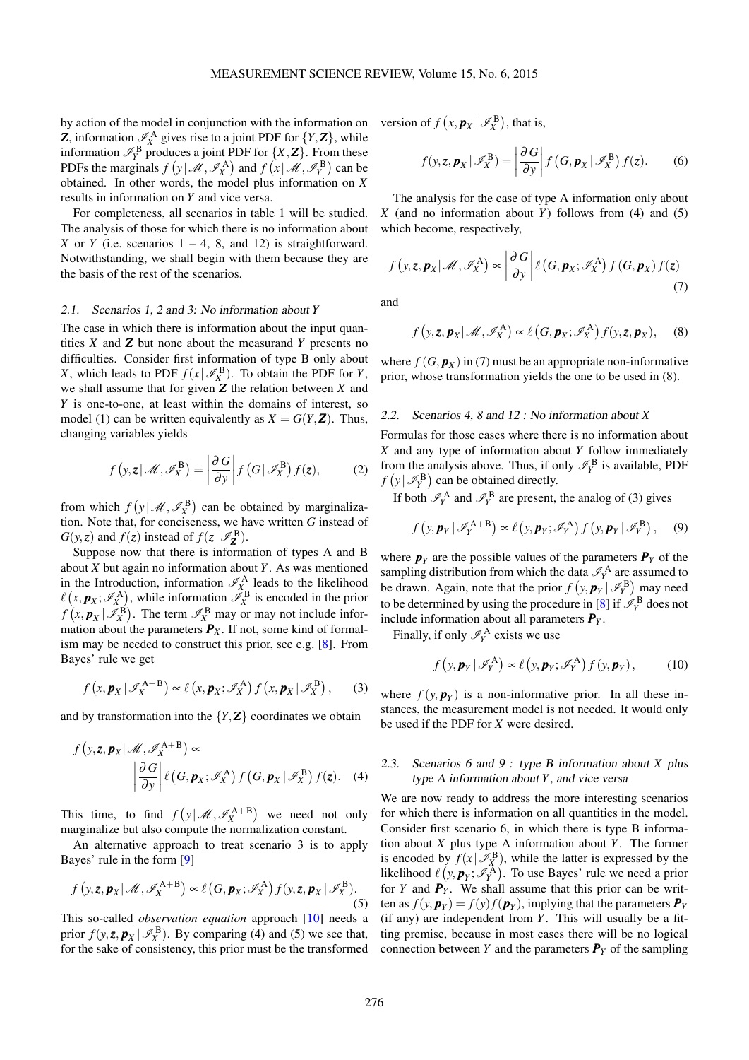by action of the model in conjunction with the information on $\boldsymbol{Z}$, information $\mathscr{I}_X^{\mathrm{A}}$ gives rise to a joint PDF for $\{Y, \boldsymbol{Z}\}$, while information $\mathscr{I}_Y^{\mathrm{B}}$ produces a joint PDF for $\{X, \boldsymbol{Z}\}$. From these PDFs the marginals $f\left(y \,|\, \mathscr{M}, \mathscr{I}_X^{\mathrm{A}}\right)$ and $f\left(x \,|\, \mathscr{M}, \mathscr{I}_Y^{\mathrm{B}}\right)$ can be obtained. In other words, the model plus information on $X$ results in information on $Y$ and vice versa.

For completeness, all scenarios in table 1 will be studied. The analysis of those for which there is no information about $X$ or $Y$ (i.e. scenarios 1 – 4, 8, and 12) is straightforward. Notwithstanding, we shall begin with them because they are the basis of the rest of the scenarios.

### 2.1. Scenarios 1, 2 and 3: No information about $Y$

The case in which there is information about the input quantities $X$ and $\boldsymbol{Z}$ but none about the measurand $Y$ presents no difficulties. Consider first information of type B only about $X$, which leads to PDF $f(x \,|\, \mathscr{I}_X^{\mathrm{B}})$. To obtain the PDF for $Y$, we shall assume that for given $\boldsymbol{Z}$ the relation between $X$ and $Y$ is one-to-one, at least within the domains of interest, so model (1) can be written equivalently as $X = G(Y, \boldsymbol{Z})$. Thus, changing variables yields

$$f\left(y, \boldsymbol{z} \,|\, \mathscr{M}, \mathscr{I}_X^{\mathrm{B}}\right) = \left|\frac{\partial G}{\partial y}\right| f\left(G \,|\, \mathscr{I}_X^{\mathrm{B}}\right) f(\boldsymbol{z}), \tag{2}$$

from which $f\left(y \,|\, \mathscr{M}, \mathscr{I}_X^{\mathrm{B}}\right)$ can be obtained by marginalization. Note that, for conciseness, we have written $G$ instead of $G(y, \boldsymbol{z})$ and $f(\boldsymbol{z})$ instead of $f(\boldsymbol{z} \,|\, \mathscr{I}_{\boldsymbol{Z}}^{\mathrm{B}})$.

Suppose now that there is information of types A and B about $X$ but again no information about $Y$. As was mentioned in the Introduction, information $\mathscr{I}_X^{\mathrm{A}}$ leads to the likelihood $\ell\left(x, \boldsymbol{p}_X; \mathscr{I}_X^{\mathrm{A}}\right)$, while information $\mathscr{I}_X^{\mathrm{B}}$ is encoded in the prior $f\left(x, \boldsymbol{p}_X \,|\, \mathscr{I}_X^{\mathrm{B}}\right)$. The term $\mathscr{I}_X^{\mathrm{B}}$ may or may not include information about the parameters $\boldsymbol{P}_X$. If not, some kind of formalism may be needed to construct this prior, see e.g. [8]. From Bayes' rule we get

$$f\left(x, \boldsymbol{p}_X \,|\, \mathscr{I}_X^{\mathrm{A+B}}\right) \propto \ell\left(x, \boldsymbol{p}_X; \mathscr{I}_X^{\mathrm{A}}\right) f\left(x, \boldsymbol{p}_X \,|\, \mathscr{I}_X^{\mathrm{B}}\right), \tag{3}$$

and by transformation into the $\{Y, \boldsymbol{Z}\}$ coordinates we obtain

$$f\left(y, \boldsymbol{z}, \boldsymbol{p}_X \,|\, \mathscr{M}, \mathscr{I}_X^{\mathrm{A+B}}\right) \propto \left|\frac{\partial G}{\partial y}\right| \ell\left(G, \boldsymbol{p}_X; \mathscr{I}_X^{\mathrm{A}}\right) f\left(G, \boldsymbol{p}_X \,|\, \mathscr{I}_X^{\mathrm{B}}\right) f(\boldsymbol{z}). \tag{4}$$

This time, to find $f\left(y \,|\, \mathscr{M}, \mathscr{I}_X^{\mathrm{A+B}}\right)$ we need not only marginalize but also compute the normalization constant.

An alternative approach to treat scenario 3 is to apply Bayes' rule in the form [9]

$$f\left(y, \boldsymbol{z}, \boldsymbol{p}_X \,|\, \mathscr{M}, \mathscr{I}_X^{\mathrm{A+B}}\right) \propto \ell\left(G, \boldsymbol{p}_X; \mathscr{I}_X^{\mathrm{A}}\right) f(y, \boldsymbol{z}, \boldsymbol{p}_X \,|\, \mathscr{I}_X^{\mathrm{B}}). \tag{5}$$

This so-called *observation equation* approach [10] needs a prior $f(y, \boldsymbol{z}, \boldsymbol{p}_X \,|\, \mathscr{I}_X^{\mathrm{B}})$. By comparing (4) and (5) we see that, for the sake of consistency, this prior must be the transformed version of $f\left(x, \boldsymbol{p}_X \,|\, \mathscr{I}_X^{\mathrm{B}}\right)$, that is,

$$f(y, \boldsymbol{z}, \boldsymbol{p}_X \,|\, \mathscr{I}_X^{\mathrm{B}}) = \left|\frac{\partial G}{\partial y}\right| f\left(G, \boldsymbol{p}_X \,|\, \mathscr{I}_X^{\mathrm{B}}\right) f(\boldsymbol{z}). \tag{6}$$

The analysis for the case of type A information only about $X$ (and no information about $Y$) follows from (4) and (5) which become, respectively,

$$f\left(y, \boldsymbol{z}, \boldsymbol{p}_X \,|\, \mathscr{M}, \mathscr{I}_X^{\mathrm{A}}\right) \propto \left|\frac{\partial G}{\partial y}\right| \ell\left(G, \boldsymbol{p}_X; \mathscr{I}_X^{\mathrm{A}}\right) f\left(G, \boldsymbol{p}_X\right) f(\boldsymbol{z}) \tag{7}$$

and

$$f\left(y, \boldsymbol{z}, \boldsymbol{p}_X \,|\, \mathscr{M}, \mathscr{I}_X^{\mathrm{A}}\right) \propto \ell\left(G, \boldsymbol{p}_X; \mathscr{I}_X^{\mathrm{A}}\right) f(y, \boldsymbol{z}, \boldsymbol{p}_X), \tag{8}$$

where $f\left(G, \boldsymbol{p}_X\right)$ in (7) must be an appropriate non-informative prior, whose transformation yields the one to be used in (8).

### 2.2. Scenarios 4, 8 and 12 : No information about $X$

Formulas for those cases where there is no information about $X$ and any type of information about $Y$ follow immediately from the analysis above. Thus, if only $\mathscr{I}_Y^{\mathrm{B}}$ is available, PDF $f\left(y \,|\, \mathscr{I}_Y^{\mathrm{B}}\right)$ can be obtained directly.

If both $\mathscr{I}_Y^{\mathrm{A}}$ and $\mathscr{I}_Y^{\mathrm{B}}$ are present, the analog of (3) gives

$$f\left(y, \boldsymbol{p}_Y \,|\, \mathscr{I}_Y^{\mathrm{A+B}}\right) \propto \ell\left(y, \boldsymbol{p}_Y; \mathscr{I}_Y^{\mathrm{A}}\right) f\left(y, \boldsymbol{p}_Y \,|\, \mathscr{I}_Y^{\mathrm{B}}\right), \tag{9}$$

where $\boldsymbol{p}_Y$ are the possible values of the parameters $\boldsymbol{P}_Y$ of the sampling distribution from which the data $\mathscr{I}_Y^{\mathrm{A}}$ are assumed to be drawn. Again, note that the prior $f\left(y, \boldsymbol{p}_Y \,|\, \mathscr{I}_Y^{\mathrm{B}}\right)$ may need to be determined by using the procedure in [8] if $\mathscr{I}_Y^{\mathrm{B}}$ does not include information about all parameters $\boldsymbol{P}_Y$.

Finally, if only $\mathscr{I}_Y^{\mathrm{A}}$ exists we use

$$f\left(y, \boldsymbol{p}_Y \,|\, \mathscr{I}_Y^{\mathrm{A}}\right) \propto \ell\left(y, \boldsymbol{p}_Y; \mathscr{I}_Y^{\mathrm{A}}\right) f\left(y, \boldsymbol{p}_Y\right), \tag{10}$$

where $f\left(y, \boldsymbol{p}_Y\right)$ is a non-informative prior. In all these instances, the measurement model is not needed. It would only be used if the PDF for $X$ were desired.

### 2.3. Scenarios 6 and 9 : type B information about $X$ plus type A information about $Y$, and vice versa

We are now ready to address the more interesting scenarios for which there is information on all quantities in the model. Consider first scenario 6, in which there is type B information about $X$ plus type A information about $Y$. The former is encoded by $f(x \,|\, \mathscr{I}_X^{\mathrm{B}})$, while the latter is expressed by the likelihood $\ell\left(y, \boldsymbol{p}_Y; \mathscr{I}_Y^{\mathrm{A}}\right)$. To use Bayes' rule we need a prior for $Y$ and $\boldsymbol{P}_Y$. We shall assume that this prior can be written as $f(y, \boldsymbol{p}_Y) = f(y) f(\boldsymbol{p}_Y)$, implying that the parameters $\boldsymbol{P}_Y$ (if any) are independent from $Y$. This will usually be a fitting premise, because in most cases there will be no logical connection between $Y$ and the parameters $\boldsymbol{P}_Y$ of the sampling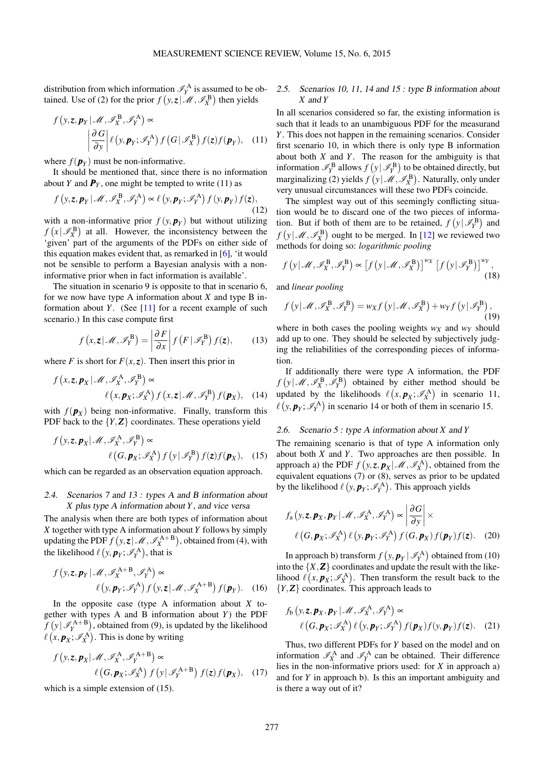distribution from which information $\mathscr{I}_Y^{\rm A}$ is assumed to be obtained. Use of (2) for the prior $f\left(y,\boldsymbol{z}\,|\,\mathscr{M},\mathscr{I}_X^{\rm B}\right)$ then yields

$$f\left(y,\boldsymbol{z},\boldsymbol{p}_Y\,|\,\mathscr{M},\mathscr{I}_X^{\rm B},\mathscr{I}_Y^{\rm A}\right) \propto \left|\frac{\partial G}{\partial y}\right| \ell\left(y,\boldsymbol{p}_Y;\mathscr{I}_Y^{\rm A}\right) f\left(G\,|\,\mathscr{I}_X^{\rm B}\right) f(\boldsymbol{z}) f(\boldsymbol{p}_Y), \quad (11)$$

where $f(\boldsymbol{p}_Y)$ must be non-informative.

It should be mentioned that, since there is no information about $Y$ and $\boldsymbol{P}_Y$, one might be tempted to write (11) as

$$f\left(y,\boldsymbol{z},\boldsymbol{p}_Y\,|\,\mathscr{M},\mathscr{I}_X^{\rm B},\mathscr{I}_Y^{\rm A}\right) \propto \ell\left(y,\boldsymbol{p}_Y;\mathscr{I}_Y^{\rm A}\right) f\left(y,\boldsymbol{p}_Y\right) f(\boldsymbol{z}), \quad (12)$$

with a non-informative prior $f(y,\boldsymbol{p}_Y)$ but without utilizing $f\left(x\,|\,\mathscr{I}_X^{\rm B}\right)$ at all. However, the inconsistency between the 'given' part of the arguments of the PDFs on either side of this equation makes evident that, as remarked in [6], 'it would not be sensible to perform a Bayesian analysis with a non-informative prior when in fact information is available'.

The situation in scenario 9 is opposite to that in scenario 6, for we now have type A information about $X$ and type B information about $Y$. (See [11] for a recent example of such scenario.) In this case compute first

$$f\left(x,\boldsymbol{z}\,|\,\mathscr{M},\mathscr{I}_Y^{\rm B}\right) = \left|\frac{\partial F}{\partial x}\right| f\left(F\,|\,\mathscr{I}_Y^{\rm B}\right) f(\boldsymbol{z}), \quad (13)$$

where $F$ is short for $F(x,\boldsymbol{z})$. Then insert this prior in

$$f\left(x,\boldsymbol{z},\boldsymbol{p}_X\,|\,\mathscr{M},\mathscr{I}_X^{\rm A},\mathscr{I}_Y^{\rm B}\right) \propto \ell\left(x,\boldsymbol{p}_X;\mathscr{I}_X^{\rm A}\right) f\left(x,\boldsymbol{z}\,|\,\mathscr{M},\mathscr{I}_Y^{\rm B}\right) f(\boldsymbol{p}_X), \quad (14)$$

with $f(\boldsymbol{p}_X)$ being non-informative. Finally, transform this PDF back to the $\{Y,\boldsymbol{Z}\}$ coordinates. These operations yield

$$f\left(y,\boldsymbol{z},\boldsymbol{p}_X\,|\,\mathscr{M},\mathscr{I}_X^{\rm A},\mathscr{I}_Y^{\rm B}\right) \propto \ell\left(G,\boldsymbol{p}_X;\mathscr{I}_X^{\rm A}\right) f\left(y\,|\,\mathscr{I}_Y^{\rm B}\right) f(\boldsymbol{z}) f(\boldsymbol{p}_X), \quad (15)$$

which can be regarded as an observation equation approach.

### 2.4. *Scenarios 7 and 13 : types A and B information about X plus type A information about Y, and vice versa*

The analysis when there are both types of information about $X$ together with type A information about $Y$ follows by simply updating the PDF $f\left(y,\boldsymbol{z}\,|\,\mathscr{M},\mathscr{I}_X^{\rm A+B}\right)$, obtained from (4), with the likelihood $\ell\left(y,\boldsymbol{p}_Y;\mathscr{I}_Y^{\rm A}\right)$, that is

$$f\left(y,\boldsymbol{z},\boldsymbol{p}_Y\,|\,\mathscr{M},\mathscr{I}_X^{\rm A+B},\mathscr{I}_Y^{\rm A}\right) \propto \ell\left(y,\boldsymbol{p}_Y;\mathscr{I}_Y^{\rm A}\right) f\left(y,\boldsymbol{z}\,|\,\mathscr{M},\mathscr{I}_X^{\rm A+B}\right) f(\boldsymbol{p}_Y). \quad (16)$$

In the opposite case (type A information about $X$ together with types A and B information about $Y$) the PDF $f\left(y\,|\,\mathscr{I}_Y^{\rm A+B}\right)$, obtained from (9), is updated by the likelihood $\ell\left(x,\boldsymbol{p}_X;\mathscr{I}_X^{\rm A}\right)$. This is done by writing

$$f\left(y,\boldsymbol{z},\boldsymbol{p}_X\,|\,\mathscr{M},\mathscr{I}_X^{\rm A},\mathscr{I}_Y^{\rm A+B}\right) \propto \ell\left(G,\boldsymbol{p}_X;\mathscr{I}_X^{\rm A}\right) f\left(y\,|\,\mathscr{I}_Y^{\rm A+B}\right) f(\boldsymbol{z}) f(\boldsymbol{p}_X), \quad (17)$$

which is a simple extension of (15).

### 2.5. *Scenarios 10, 11, 14 and 15 : type B information about X and Y*

In all scenarios considered so far, the existing information is such that it leads to an unambiguous PDF for the measurand $Y$. This does not happen in the remaining scenarios. Consider first scenario 10, in which there is only type B information about both $X$ and $Y$. The reason for the ambiguity is that information $\mathscr{I}_Y^{\rm B}$ allows $f\left(y\,|\,\mathscr{I}_Y^{\rm B}\right)$ to be obtained directly, but marginalizing (2) yields $f\left(y\,|\,\mathscr{M},\mathscr{I}_X^{\rm B}\right)$. Naturally, only under very unusual circumstances will these two PDFs coincide.

The simplest way out of this seemingly conflicting situation would be to discard one of the two pieces of information. But if both of them are to be retained, $f\left(y\,|\,\mathscr{I}_Y^{\rm B}\right)$ and $f\left(y\,|\,\mathscr{M},\mathscr{I}_X^{\rm B}\right)$ ought to be merged. In [12] we reviewed two methods for doing so: *logarithmic pooling*

$$f\left(y\,|\,\mathscr{M},\mathscr{I}_X^{\rm B},\mathscr{I}_Y^{\rm B}\right) \propto \left[f\left(y\,|\,\mathscr{M},\mathscr{I}_X^{\rm B}\right)\right]^{w_X} \left[f\left(y\,|\,\mathscr{I}_Y^{\rm B}\right)\right]^{w_Y}, \quad (18)$$

and *linear pooling*

$$f\left(y\,|\,\mathscr{M},\mathscr{I}_X^{\rm B},\mathscr{I}_Y^{\rm B}\right) = w_X f\left(y\,|\,\mathscr{M},\mathscr{I}_X^{\rm B}\right) + w_Y f\left(y\,|\,\mathscr{I}_Y^{\rm B}\right), \quad (19)$$

where in both cases the pooling weights $w_X$ and $w_Y$ should add up to one. They should be selected by subjectively judging the reliabilities of the corresponding pieces of information.

If additionally there were type A information, the PDF $f\left(y\,|\,\mathscr{M},\mathscr{I}_X^{\rm B},\mathscr{I}_Y^{\rm B}\right)$ obtained by either method should be updated by the likelihoods $\ell\left(x,\boldsymbol{p}_X;\mathscr{I}_X^{\rm A}\right)$ in scenario 11, $\ell\left(y,\boldsymbol{p}_Y;\mathscr{I}_Y^{\rm A}\right)$ in scenario 14 or both of them in scenario 15.

### 2.6. *Scenario 5 : type A information about X and Y*

The remaining scenario is that of type A information only about both $X$ and $Y$. Two approaches are then possible. In approach a) the PDF $f\left(y,\boldsymbol{z},\boldsymbol{p}_X\,|\,\mathscr{M},\mathscr{I}_X^{\rm A}\right)$, obtained from the equivalent equations (7) or (8), serves as prior to be updated by the likelihood $\ell\left(y,\boldsymbol{p}_Y;\mathscr{I}_Y^{\rm A}\right)$. This approach yields

$$f_{\rm a}\left(y,\boldsymbol{z},\boldsymbol{p}_X,\boldsymbol{p}_Y\,|\,\mathscr{M},\mathscr{I}_X^{\rm A},\mathscr{I}_Y^{\rm A}\right) \propto \left|\frac{\partial G}{\partial y}\right| \times \ell\left(G,\boldsymbol{p}_X;\mathscr{I}_X^{\rm A}\right) \ell\left(y,\boldsymbol{p}_Y;\mathscr{I}_Y^{\rm A}\right) f\left(G,\boldsymbol{p}_X\right) f(\boldsymbol{p}_Y) f(\boldsymbol{z}). \quad (20)$$

In approach b) transform $f\left(y,\boldsymbol{p}_Y\,|\,\mathscr{I}_Y^{\rm A}\right)$ obtained from (10) into the $\{X,\boldsymbol{Z}\}$ coordinates and update the result with the likelihood $\ell\left(x,\boldsymbol{p}_X;\mathscr{I}_X^{\rm A}\right)$. Then transform the result back to the $\{Y,\boldsymbol{Z}\}$ coordinates. This approach leads to

$$f_{\rm b}\left(y,\boldsymbol{z},\boldsymbol{p}_X,\boldsymbol{p}_Y\,|\,\mathscr{M},\mathscr{I}_X^{\rm A},\mathscr{I}_Y^{\rm A}\right) \propto \ell\left(G,\boldsymbol{p}_X;\mathscr{I}_X^{\rm A}\right) \ell\left(y,\boldsymbol{p}_Y;\mathscr{I}_Y^{\rm A}\right) f(\boldsymbol{p}_X) f(y,\boldsymbol{p}_Y) f(\boldsymbol{z}). \quad (21)$$

Thus, two different PDFs for $Y$ based on the model and on information $\mathscr{I}_X^{\rm A}$ and $\mathscr{I}_Y^{\rm A}$ can be obtained. Their difference lies in the non-informative priors used: for $X$ in approach a) and for $Y$ in approach b). Is this an important ambiguity and is there a way out of it?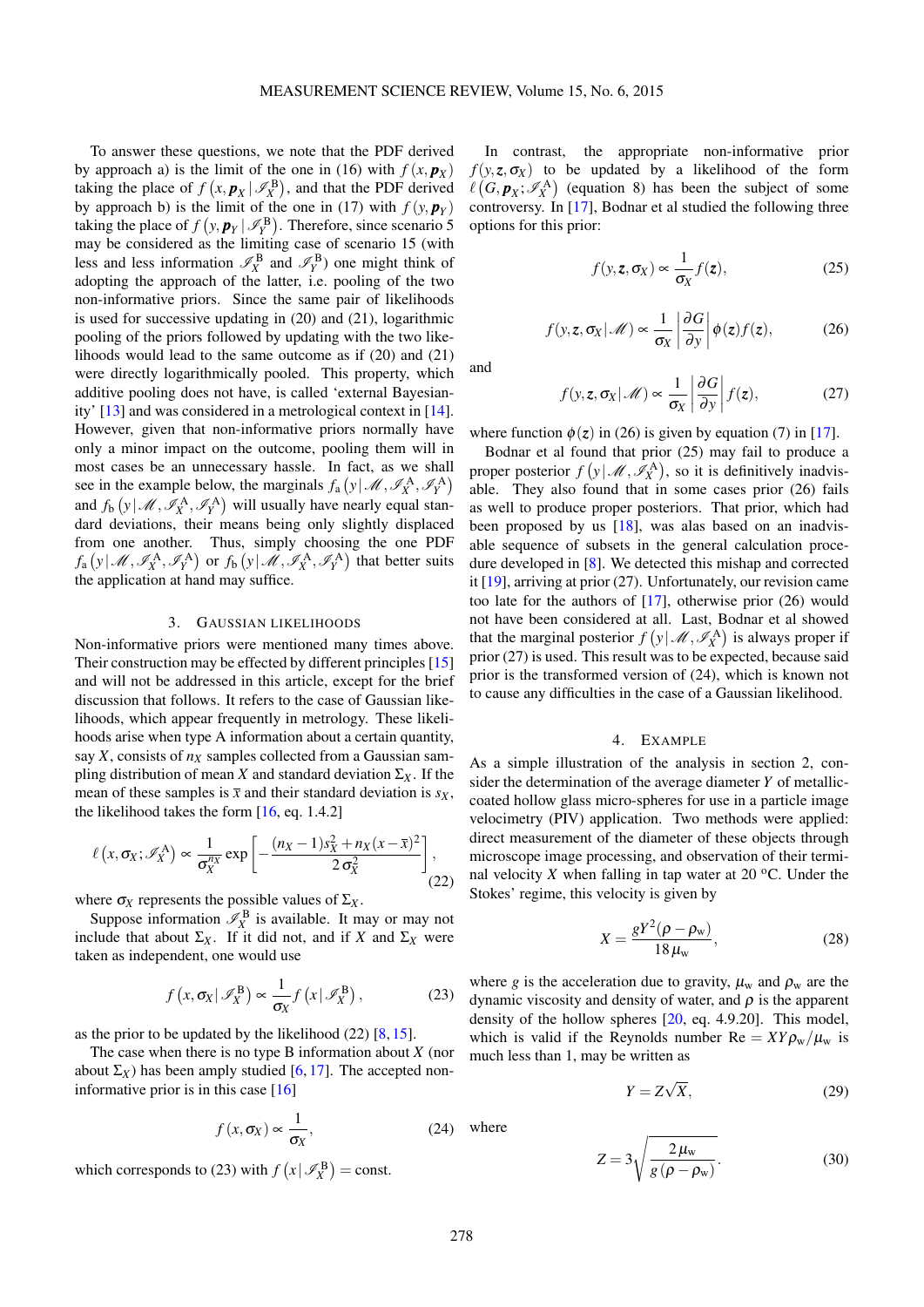To answer these questions, we note that the PDF derived by approach a) is the limit of the one in (16) with $f(x, \boldsymbol{p}_X)$ taking the place of $f\left(x, \boldsymbol{p}_X \,|\, \mathscr{I}_X^{\mathrm{B}}\right)$, and that the PDF derived by approach b) is the limit of the one in (17) with $f(y, \boldsymbol{p}_Y)$ taking the place of $f\left(y, \boldsymbol{p}_Y \,|\, \mathscr{I}_Y^{\mathrm{B}}\right)$. Therefore, since scenario 5 may be considered as the limiting case of scenario 15 (with less and less information $\mathscr{I}_X^{\mathrm{B}}$ and $\mathscr{I}_Y^{\mathrm{B}}$) one might think of adopting the approach of the latter, i.e. pooling of the two non-informative priors. Since the same pair of likelihoods is used for successive updating in (20) and (21), logarithmic pooling of the priors followed by updating with the two likelihoods would lead to the same outcome as if (20) and (21) were directly logarithmically pooled. This property, which additive pooling does not have, is called 'external Bayesianity' [13] and was considered in a metrological context in [14]. However, given that non-informative priors normally have only a minor impact on the outcome, pooling them will in most cases be an unnecessary hassle. In fact, as we shall see in the example below, the marginals $f_{\mathrm{a}}\left(y \,|\, \mathscr{M}, \mathscr{I}_X^{\mathrm{A}}, \mathscr{I}_Y^{\mathrm{A}}\right)$ and $f_{\mathrm{b}}\left(y \,|\, \mathscr{M}, \mathscr{I}_X^{\mathrm{A}}, \mathscr{I}_Y^{\mathrm{A}}\right)$ will usually have nearly equal standard deviations, their means being only slightly displaced from one another. Thus, simply choosing the one PDF $f_{\mathrm{a}}\left(y \,|\, \mathscr{M}, \mathscr{I}_X^{\mathrm{A}}, \mathscr{I}_Y^{\mathrm{A}}\right)$ or $f_{\mathrm{b}}\left(y \,|\, \mathscr{M}, \mathscr{I}_X^{\mathrm{A}}, \mathscr{I}_Y^{\mathrm{A}}\right)$ that better suits the application at hand may suffice.

## 3. Gaussian likelihoods

Non-informative priors were mentioned many times above. Their construction may be effected by different principles [15] and will not be addressed in this article, except for the brief discussion that follows. It refers to the case of Gaussian likelihoods, which appear frequently in metrology. These likelihoods arise when type A information about a certain quantity, say $X$, consists of $n_X$ samples collected from a Gaussian sampling distribution of mean $X$ and standard deviation $\Sigma_X$. If the mean of these samples is $\bar{x}$ and their standard deviation is $s_X$, the likelihood takes the form [16, eq. 1.4.2]

$$\ell\left(x, \sigma_X; \mathscr{I}_X^{\mathrm{A}}\right) \propto \frac{1}{\sigma_X^{n_X}} \exp\left[-\frac{(n_X-1)s_X^2 + n_X(x-\bar{x})^2}{2\,\sigma_X^2}\right], \tag{22}$$

where $\sigma_X$ represents the possible values of $\Sigma_X$.

Suppose information $\mathscr{I}_X^{\mathrm{B}}$ is available. It may or may not include that about $\Sigma_X$. If it did not, and if $X$ and $\Sigma_X$ were taken as independent, one would use

$$f\left(x, \sigma_X \,|\, \mathscr{I}_X^{\mathrm{B}}\right) \propto \frac{1}{\sigma_X} f\left(x \,|\, \mathscr{I}_X^{\mathrm{B}}\right), \tag{23}$$

as the prior to be updated by the likelihood (22) [8, 15].

The case when there is no type B information about $X$ (nor about $\Sigma_X$) has been amply studied [6, 17]. The accepted non-informative prior is in this case [16]

$$f(x, \sigma_X) \propto \frac{1}{\sigma_X}, \tag{24}$$

which corresponds to (23) with $f\left(x \,|\, \mathscr{I}_X^{\mathrm{B}}\right) = \text{const}$.

In contrast, the appropriate non-informative prior $f(y, \boldsymbol{z}, \sigma_X)$ to be updated by a likelihood of the form $\ell\left(G, \boldsymbol{p}_X; \mathscr{I}_X^{\mathrm{A}}\right)$ (equation 8) has been the subject of some controversy. In [17], Bodnar et al studied the following three options for this prior:

$$f(y, \boldsymbol{z}, \sigma_X) \propto \frac{1}{\sigma_X} f(\boldsymbol{z}), \tag{25}$$

$$f(y, \boldsymbol{z}, \sigma_X \,|\, \mathscr{M}) \propto \frac{1}{\sigma_X} \left|\frac{\partial G}{\partial y}\right| \phi(\boldsymbol{z}) f(\boldsymbol{z}), \tag{26}$$

and

$$f(y, \boldsymbol{z}, \sigma_X \,|\, \mathscr{M}) \propto \frac{1}{\sigma_X} \left|\frac{\partial G}{\partial y}\right| f(\boldsymbol{z}), \tag{27}$$

where function $\phi(\boldsymbol{z})$ in (26) is given by equation (7) in [17].

Bodnar et al found that prior (25) may fail to produce a proper posterior $f\left(y \,|\, \mathscr{M}, \mathscr{I}_X^{\mathrm{A}}\right)$, so it is definitively inadvisable. They also found that in some cases prior (26) fails as well to produce proper posteriors. That prior, which had been proposed by us [18], was alas based on an inadvisable sequence of subsets in the general calculation procedure developed in [8]. We detected this mishap and corrected it [19], arriving at prior (27). Unfortunately, our revision came too late for the authors of [17], otherwise prior (26) would not have been considered at all. Last, Bodnar et al showed that the marginal posterior $f\left(y \,|\, \mathscr{M}, \mathscr{I}_X^{\mathrm{A}}\right)$ is always proper if prior (27) is used. This result was to be expected, because said prior is the transformed version of (24), which is known not to cause any difficulties in the case of a Gaussian likelihood.

## 4. Example

As a simple illustration of the analysis in section 2, consider the determination of the average diameter $Y$ of metallic-coated hollow glass micro-spheres for use in a particle image velocimetry (PIV) application. Two methods were applied: direct measurement of the diameter of these objects through microscope image processing, and observation of their terminal velocity $X$ when falling in tap water at 20 °C. Under the Stokes' regime, this velocity is given by

$$X = \frac{gY^2(\rho - \rho_{\mathrm{w}})}{18\,\mu_{\mathrm{w}}}, \tag{28}$$

where $g$ is the acceleration due to gravity, $\mu_{\mathrm{w}}$ and $\rho_{\mathrm{w}}$ are the dynamic viscosity and density of water, and $\rho$ is the apparent density of the hollow spheres [20, eq. 4.9.20]. This model, which is valid if the Reynolds number $\mathrm{Re} = XY\rho_{\mathrm{w}}/\mu_{\mathrm{w}}$ is much less than 1, may be written as

$$Y = Z\sqrt{X}, \tag{29}$$

where

$$Z = 3\sqrt{\frac{2\,\mu_{\mathrm{w}}}{g\,(\rho - \rho_{\mathrm{w}})}}. \tag{30}$$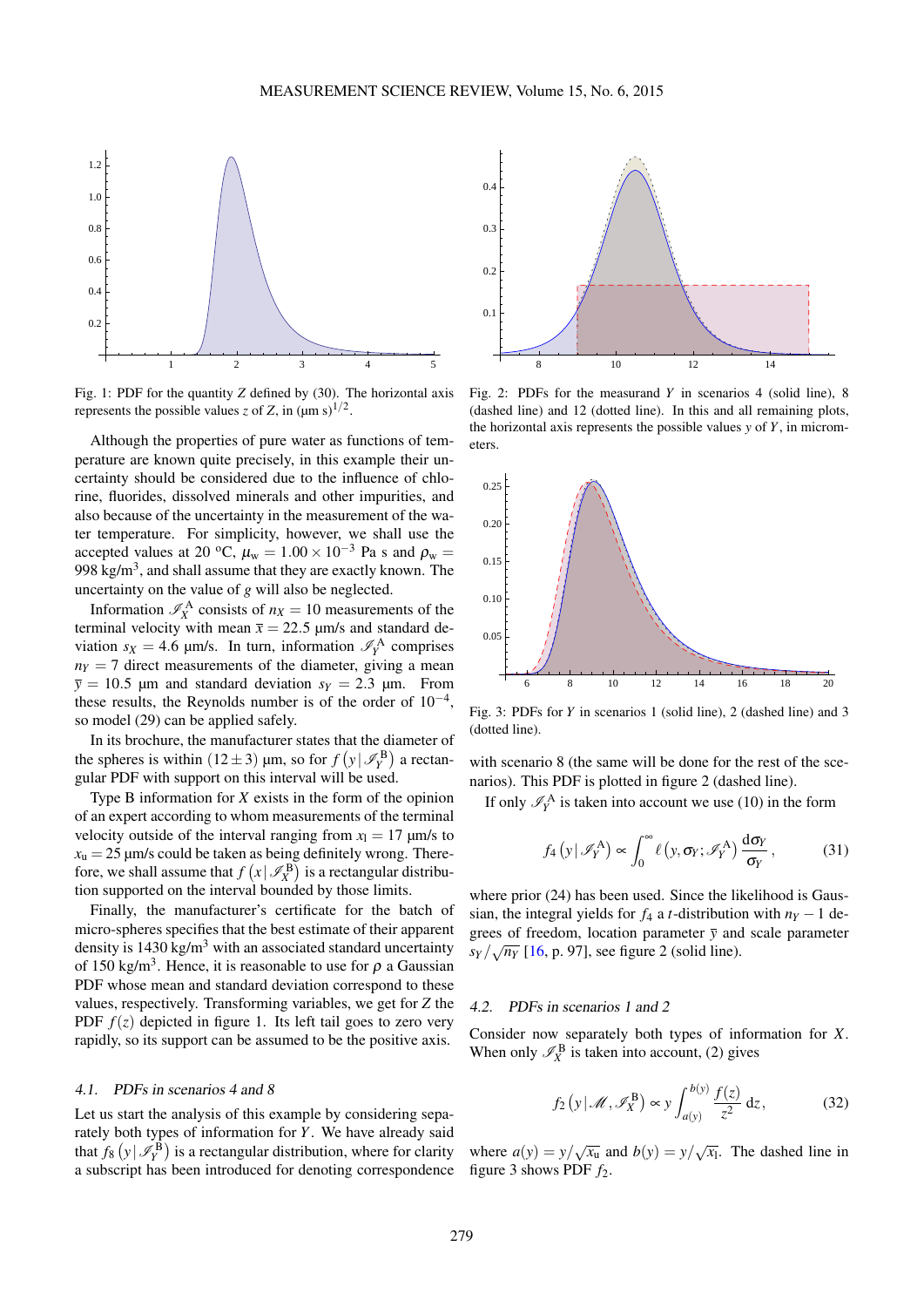Fig. 1: PDF for the quantity $Z$ defined by (30). The horizontal axis represents the possible values $z$ of $Z$, in $(\mu\text{m s})^{1/2}$.

Although the properties of pure water as functions of temperature are known quite precisely, in this example their uncertainty should be considered due to the influence of chlorine, fluorides, dissolved minerals and other impurities, and also because of the uncertainty in the measurement of the water temperature. For simplicity, however, we shall use the accepted values at 20 ºC, $\mu_w = 1.00 \times 10^{-3}$ Pa s and $\rho_w = 998$ kg/m$^3$, and shall assume that they are exactly known. The uncertainty on the value of $g$ will also be neglected.

Information $\mathscr{I}_X^A$ consists of $n_X = 10$ measurements of the terminal velocity with mean $\bar{x} = 22.5$ µm/s and standard deviation $s_X = 4.6$ µm/s. In turn, information $\mathscr{I}_Y^A$ comprises $n_Y = 7$ direct measurements of the diameter, giving a mean $\bar{y} = 10.5$ µm and standard deviation $s_Y = 2.3$ µm. From these results, the Reynolds number is of the order of $10^{-4}$, so model (29) can be applied safely.

In its brochure, the manufacturer states that the diameter of the spheres is within $(12 \pm 3)$ µm, so for $f\left(y \,|\, \mathscr{I}_Y^B\right)$ a rectangular PDF with support on this interval will be used.

Type B information for $X$ exists in the form of the opinion of an expert according to whom measurements of the terminal velocity outside of the interval ranging from $x_l = 17$ µm/s to $x_u = 25$ µm/s could be taken as being definitely wrong. Therefore, we shall assume that $f\left(x \,|\, \mathscr{I}_X^B\right)$ is a rectangular distribution supported on the interval bounded by those limits.

Finally, the manufacturer's certificate for the batch of micro-spheres specifies that the best estimate of their apparent density is 1430 kg/m$^3$ with an associated standard uncertainty of 150 kg/m$^3$. Hence, it is reasonable to use for $\rho$ a Gaussian PDF whose mean and standard deviation correspond to these values, respectively. Transforming variables, we get for $Z$ the PDF $f(z)$ depicted in figure 1. Its left tail goes to zero very rapidly, so its support can be assumed to be the positive axis.

### 4.1. PDFs in scenarios 4 and 8

Let us start the analysis of this example by considering separately both types of information for $Y$. We have already said that $f_8\left(y \,|\, \mathscr{I}_Y^B\right)$ is a rectangular distribution, where for clarity a subscript has been introduced for denoting correspondence with scenario 8 (the same will be done for the rest of the scenarios). This PDF is plotted in figure 2 (dashed line).

Fig. 2: PDFs for the measurand $Y$ in scenarios 4 (solid line), 8 (dashed line) and 12 (dotted line). In this and all remaining plots, the horizontal axis represents the possible values $y$ of $Y$, in micrometers.

Fig. 3: PDFs for $Y$ in scenarios 1 (solid line), 2 (dashed line) and 3 (dotted line).

If only $\mathscr{I}_Y^A$ is taken into account we use (10) in the form

$$f_4\left(y \,|\, \mathscr{I}_Y^A\right) \propto \int_0^\infty \ell\left(y, \sigma_Y; \mathscr{I}_Y^A\right) \frac{\mathrm{d}\sigma_Y}{\sigma_Y}, \tag{31}$$

where prior (24) has been used. Since the likelihood is Gaussian, the integral yields for $f_4$ a $t$-distribution with $n_Y - 1$ degrees of freedom, location parameter $\bar{y}$ and scale parameter $s_Y / \sqrt{n_Y}$ [16, p. 97], see figure 2 (solid line).

### 4.2. PDFs in scenarios 1 and 2

Consider now separately both types of information for $X$. When only $\mathscr{I}_X^B$ is taken into account, (2) gives

$$f_2\left(y \,|\, \mathscr{M}, \mathscr{I}_X^B\right) \propto y \int_{a(y)}^{b(y)} \frac{f(z)}{z^2} \,\mathrm{d}z, \tag{32}$$

where $a(y) = y / \sqrt{x_u}$ and $b(y) = y / \sqrt{x_l}$. The dashed line in figure 3 shows PDF $f_2$.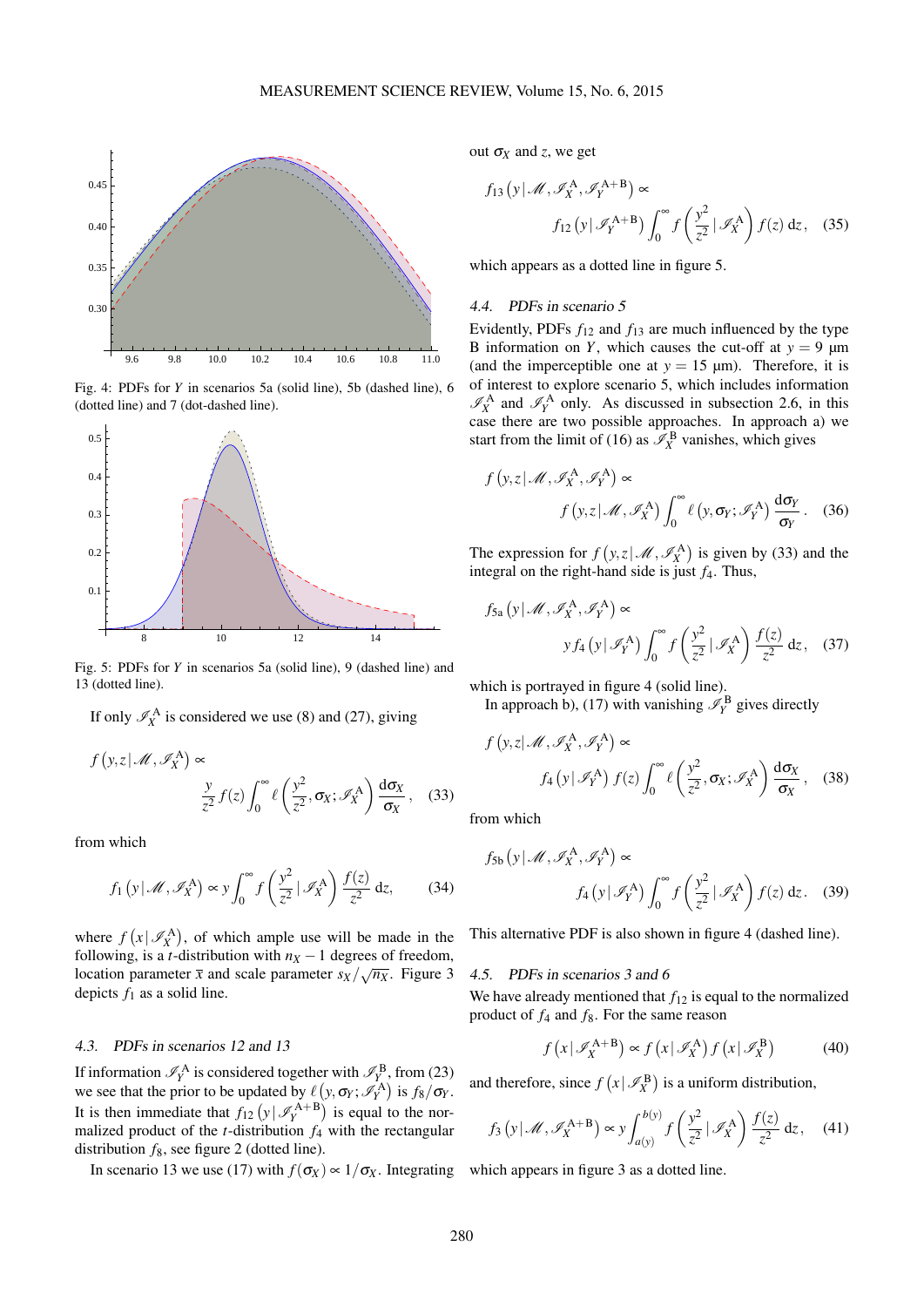Fig. 4: PDFs for $Y$ in scenarios 5a (solid line), 5b (dashed line), 6 (dotted line) and 7 (dot-dashed line).

Fig. 5: PDFs for $Y$ in scenarios 5a (solid line), 9 (dashed line) and 13 (dotted line).

If only $\mathscr{I}_X^{\mathrm{A}}$ is considered we use (8) and (27), giving

$$f\left(y,z\,|\,\mathscr{M},\mathscr{I}_X^{\mathrm{A}}\right) \propto \frac{y}{z^2}\,f(z)\int_0^\infty \ell\left(\frac{y^2}{z^2},\sigma_X;\mathscr{I}_X^{\mathrm{A}}\right)\frac{\mathrm{d}\sigma_X}{\sigma_X}\,, \quad (33)$$

from which

$$f_1\left(y\,|\,\mathscr{M},\mathscr{I}_X^{\mathrm{A}}\right) \propto y\int_0^\infty f\left(\frac{y^2}{z^2}\,|\,\mathscr{I}_X^{\mathrm{A}}\right)\frac{f(z)}{z^2}\,\mathrm{d}z, \quad (34)$$

where $f\left(x\,|\,\mathscr{I}_X^{\mathrm{A}}\right)$, of which ample use will be made in the following, is a $t$-distribution with $n_X - 1$ degrees of freedom, location parameter $\bar{x}$ and scale parameter $s_X/\sqrt{n_X}$. Figure 3 depicts $f_1$ as a solid line.

### 4.3. PDFs in scenarios 12 and 13

If information $\mathscr{I}_Y^{\mathrm{A}}$ is considered together with $\mathscr{I}_Y^{\mathrm{B}}$, from (23) we see that the prior to be updated by $\ell\left(y,\sigma_Y;\mathscr{I}_Y^{\mathrm{A}}\right)$ is $f_8/\sigma_Y$. It is then immediate that $f_{12}\left(y\,|\,\mathscr{I}_Y^{\mathrm{A+B}}\right)$ is equal to the normalized product of the $t$-distribution $f_4$ with the rectangular distribution $f_8$, see figure 2 (dotted line).

In scenario 13 we use (17) with $f(\sigma_X) \propto 1/\sigma_X$. Integrating out $\sigma_X$ and $z$, we get

$$f_{13}\left(y\,|\,\mathscr{M},\mathscr{I}_X^{\mathrm{A}},\mathscr{I}_Y^{\mathrm{A+B}}\right) \propto f_{12}\left(y\,|\,\mathscr{I}_Y^{\mathrm{A+B}}\right)\int_0^\infty f\left(\frac{y^2}{z^2}\,|\,\mathscr{I}_X^{\mathrm{A}}\right)f(z)\,\mathrm{d}z, \quad (35)$$

which appears as a dotted line in figure 5.

### 4.4. PDFs in scenario 5

Evidently, PDFs $f_{12}$ and $f_{13}$ are much influenced by the type B information on $Y$, which causes the cut-off at $y = 9$ μm (and the imperceptible one at $y = 15$ μm). Therefore, it is of interest to explore scenario 5, which includes information $\mathscr{I}_X^{\mathrm{A}}$ and $\mathscr{I}_Y^{\mathrm{A}}$ only. As discussed in subsection 2.6, in this case there are two possible approaches. In approach a) we start from the limit of (16) as $\mathscr{I}_X^{\mathrm{B}}$ vanishes, which gives

$$f\left(y,z\,|\,\mathscr{M},\mathscr{I}_X^{\mathrm{A}},\mathscr{I}_Y^{\mathrm{A}}\right) \propto f\left(y,z\,|\,\mathscr{M},\mathscr{I}_X^{\mathrm{A}}\right)\int_0^\infty \ell\left(y,\sigma_Y;\mathscr{I}_Y^{\mathrm{A}}\right)\frac{\mathrm{d}\sigma_Y}{\sigma_Y}\,. \quad (36)$$

The expression for $f\left(y,z\,|\,\mathscr{M},\mathscr{I}_X^{\mathrm{A}}\right)$ is given by (33) and the integral on the right-hand side is just $f_4$. Thus,

$$f_{5\mathrm{a}}\left(y\,|\,\mathscr{M},\mathscr{I}_X^{\mathrm{A}},\mathscr{I}_Y^{\mathrm{A}}\right) \propto y\,f_4\left(y\,|\,\mathscr{I}_Y^{\mathrm{A}}\right)\int_0^\infty f\left(\frac{y^2}{z^2}\,|\,\mathscr{I}_X^{\mathrm{A}}\right)\frac{f(z)}{z^2}\,\mathrm{d}z, \quad (37)$$

which is portrayed in figure 4 (solid line).

In approach b), (17) with vanishing $\mathscr{I}_Y^{\mathrm{B}}$ gives directly

$$f\left(y,z\,|\,\mathscr{M},\mathscr{I}_X^{\mathrm{A}},\mathscr{I}_Y^{\mathrm{A}}\right) \propto f_4\left(y\,|\,\mathscr{I}_Y^{\mathrm{A}}\right)f(z)\int_0^\infty \ell\left(\frac{y^2}{z^2},\sigma_X;\mathscr{I}_X^{\mathrm{A}}\right)\frac{\mathrm{d}\sigma_X}{\sigma_X}\,, \quad (38)$$

from which

$$f_{5\mathrm{b}}\left(y\,|\,\mathscr{M},\mathscr{I}_X^{\mathrm{A}},\mathscr{I}_Y^{\mathrm{A}}\right) \propto f_4\left(y\,|\,\mathscr{I}_Y^{\mathrm{A}}\right)\int_0^\infty f\left(\frac{y^2}{z^2}\,|\,\mathscr{I}_X^{\mathrm{A}}\right)f(z)\,\mathrm{d}z. \quad (39)$$

This alternative PDF is also shown in figure 4 (dashed line).

### 4.5. PDFs in scenarios 3 and 6

We have already mentioned that $f_{12}$ is equal to the normalized product of $f_4$ and $f_8$. For the same reason

$$f\left(x\,|\,\mathscr{I}_X^{\mathrm{A+B}}\right) \propto f\left(x\,|\,\mathscr{I}_X^{\mathrm{A}}\right)f\left(x\,|\,\mathscr{I}_X^{\mathrm{B}}\right) \quad (40)$$

and therefore, since $f\left(x\,|\,\mathscr{I}_X^{\mathrm{B}}\right)$ is a uniform distribution,

$$f_3\left(y\,|\,\mathscr{M},\mathscr{I}_X^{\mathrm{A+B}}\right) \propto y\int_{a(y)}^{b(y)} f\left(\frac{y^2}{z^2}\,|\,\mathscr{I}_X^{\mathrm{A}}\right)\frac{f(z)}{z^2}\,\mathrm{d}z, \quad (41)$$

which appears in figure 3 as a dotted line.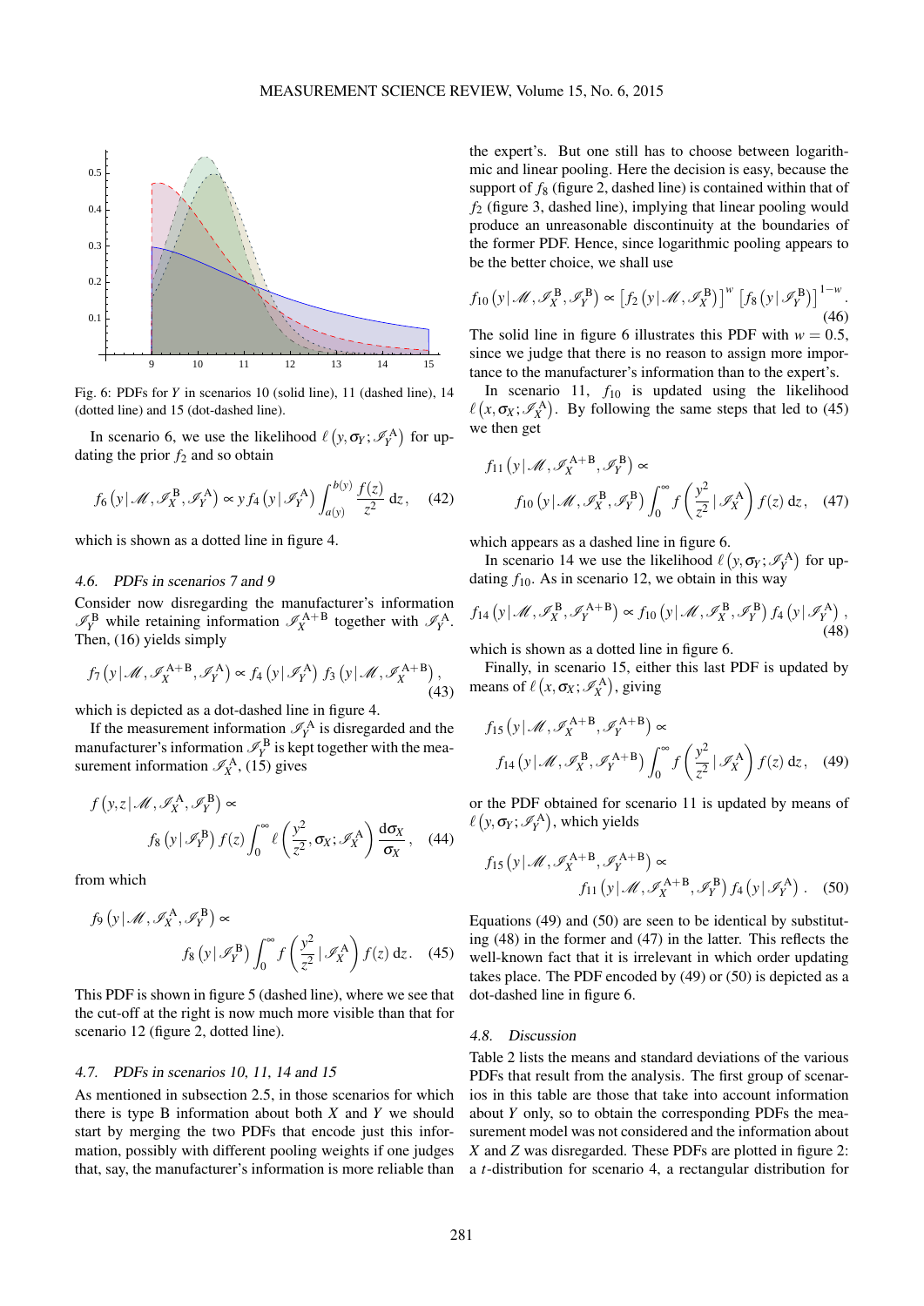Fig. 6: PDFs for $Y$ in scenarios 10 (solid line), 11 (dashed line), 14 (dotted line) and 15 (dot-dashed line).

In scenario 6, we use the likelihood $\ell\left(y, \sigma_Y; \mathscr{I}_Y^{\mathrm{A}}\right)$ for updating the prior $f_2$ and so obtain

$$f_6\left(y \,|\, \mathscr{M}, \mathscr{I}_X^{\mathrm{B}}, \mathscr{I}_Y^{\mathrm{A}}\right) \propto y\, f_4\left(y \,|\, \mathscr{I}_Y^{\mathrm{A}}\right) \int_{a(y)}^{b(y)} \frac{f(z)}{z^2}\, \mathrm{d}z, \quad (42)$$

which is shown as a dotted line in figure 4.

### 4.6. PDFs in scenarios 7 and 9

Consider now disregarding the manufacturer's information $\mathscr{I}_Y^{\mathrm{B}}$ while retaining information $\mathscr{I}_X^{\mathrm{A+B}}$ together with $\mathscr{I}_Y^{\mathrm{A}}$. Then, (16) yields simply

$$f_7\left(y \,|\, \mathscr{M}, \mathscr{I}_X^{\mathrm{A+B}}, \mathscr{I}_Y^{\mathrm{A}}\right) \propto f_4\left(y \,|\, \mathscr{I}_Y^{\mathrm{A}}\right) f_3\left(y \,|\, \mathscr{M}, \mathscr{I}_X^{\mathrm{A+B}}\right), \quad (43)$$

which is depicted as a dot-dashed line in figure 4.

If the measurement information $\mathscr{I}_Y^{\mathrm{A}}$ is disregarded and the manufacturer's information $\mathscr{I}_Y^{\mathrm{B}}$ is kept together with the measurement information $\mathscr{I}_X^{\mathrm{A}}$, (15) gives

$$f\left(y, z \,|\, \mathscr{M}, \mathscr{I}_X^{\mathrm{A}}, \mathscr{I}_Y^{\mathrm{B}}\right) \propto f_8\left(y \,|\, \mathscr{I}_Y^{\mathrm{B}}\right) f(z) \int_0^\infty \ell\left(\frac{y^2}{z^2}, \sigma_X; \mathscr{I}_X^{\mathrm{A}}\right) \frac{\mathrm{d}\sigma_X}{\sigma_X}, \quad (44)$$

from which

$$f_9\left(y \,|\, \mathscr{M}, \mathscr{I}_X^{\mathrm{A}}, \mathscr{I}_Y^{\mathrm{B}}\right) \propto f_8\left(y \,|\, \mathscr{I}_Y^{\mathrm{B}}\right) \int_0^\infty f\left(\frac{y^2}{z^2} \,|\, \mathscr{I}_X^{\mathrm{A}}\right) f(z)\, \mathrm{d}z. \quad (45)$$

This PDF is shown in figure 5 (dashed line), where we see that the cut-off at the right is now much more visible than that for scenario 12 (figure 2, dotted line).

### 4.7. PDFs in scenarios 10, 11, 14 and 15

As mentioned in subsection 2.5, in those scenarios for which there is type B information about both $X$ and $Y$ we should start by merging the two PDFs that encode just this information, possibly with different pooling weights if one judges that, say, the manufacturer's information is more reliable than the expert's. But one still has to choose between logarithmic and linear pooling. Here the decision is easy, because the support of $f_8$ (figure 2, dashed line) is contained within that of $f_2$ (figure 3, dashed line), implying that linear pooling would produce an unreasonable discontinuity at the boundaries of the former PDF. Hence, since logarithmic pooling appears to be the better choice, we shall use

$$f_{10}\left(y \,|\, \mathscr{M}, \mathscr{I}_X^{\mathrm{B}}, \mathscr{I}_Y^{\mathrm{B}}\right) \propto \left[f_2\left(y \,|\, \mathscr{M}, \mathscr{I}_X^{\mathrm{B}}\right)\right]^w \left[f_8\left(y \,|\, \mathscr{I}_Y^{\mathrm{B}}\right)\right]^{1-w}. \quad (46)$$

The solid line in figure 6 illustrates this PDF with $w = 0.5$, since we judge that there is no reason to assign more importance to the manufacturer's information than to the expert's.

In scenario 11, $f_{10}$ is updated using the likelihood $\ell\left(x, \sigma_X; \mathscr{I}_X^{\mathrm{A}}\right)$. By following the same steps that led to (45) we then get

$$f_{11}\left(y \,|\, \mathscr{M}, \mathscr{I}_X^{\mathrm{A+B}}, \mathscr{I}_Y^{\mathrm{B}}\right) \propto f_{10}\left(y \,|\, \mathscr{M}, \mathscr{I}_X^{\mathrm{B}}, \mathscr{I}_Y^{\mathrm{B}}\right) \int_0^\infty f\left(\frac{y^2}{z^2} \,|\, \mathscr{I}_X^{\mathrm{A}}\right) f(z)\, \mathrm{d}z, \quad (47)$$

which appears as a dashed line in figure 6.

In scenario 14 we use the likelihood $\ell\left(y, \sigma_Y; \mathscr{I}_Y^{\mathrm{A}}\right)$ for updating $f_{10}$. As in scenario 12, we obtain in this way

$$f_{14}\left(y \,|\, \mathscr{M}, \mathscr{I}_X^{\mathrm{B}}, \mathscr{I}_Y^{\mathrm{A+B}}\right) \propto f_{10}\left(y \,|\, \mathscr{M}, \mathscr{I}_X^{\mathrm{B}}, \mathscr{I}_Y^{\mathrm{B}}\right) f_4\left(y \,|\, \mathscr{I}_Y^{\mathrm{A}}\right), \quad (48)$$

which is shown as a dotted line in figure 6.

Finally, in scenario 15, either this last PDF is updated by means of $\ell\left(x, \sigma_X; \mathscr{I}_X^{\mathrm{A}}\right)$, giving

$$f_{15}\left(y \,|\, \mathscr{M}, \mathscr{I}_X^{\mathrm{A+B}}, \mathscr{I}_Y^{\mathrm{A+B}}\right) \propto f_{14}\left(y \,|\, \mathscr{M}, \mathscr{I}_X^{\mathrm{B}}, \mathscr{I}_Y^{\mathrm{A+B}}\right) \int_0^\infty f\left(\frac{y^2}{z^2} \,|\, \mathscr{I}_X^{\mathrm{A}}\right) f(z)\, \mathrm{d}z, \quad (49)$$

or the PDF obtained for scenario 11 is updated by means of $\ell\left(y, \sigma_Y; \mathscr{I}_Y^{\mathrm{A}}\right)$, which yields

$$f_{15}\left(y \,|\, \mathscr{M}, \mathscr{I}_X^{\mathrm{A+B}}, \mathscr{I}_Y^{\mathrm{A+B}}\right) \propto f_{11}\left(y \,|\, \mathscr{M}, \mathscr{I}_X^{\mathrm{A+B}}, \mathscr{I}_Y^{\mathrm{B}}\right) f_4\left(y \,|\, \mathscr{I}_Y^{\mathrm{A}}\right). \quad (50)$$

Equations (49) and (50) are seen to be identical by substituting (48) in the former and (47) in the latter. This reflects the well-known fact that it is irrelevant in which order updating takes place. The PDF encoded by (49) or (50) is depicted as a dot-dashed line in figure 6.

### 4.8. Discussion

Table 2 lists the means and standard deviations of the various PDFs that result from the analysis. The first group of scenarios in this table are those that take into account information about $Y$ only, so to obtain the corresponding PDFs the measurement model was not considered and the information about $X$ and $Z$ was disregarded. These PDFs are plotted in figure 2: a $t$-distribution for scenario 4, a rectangular distribution for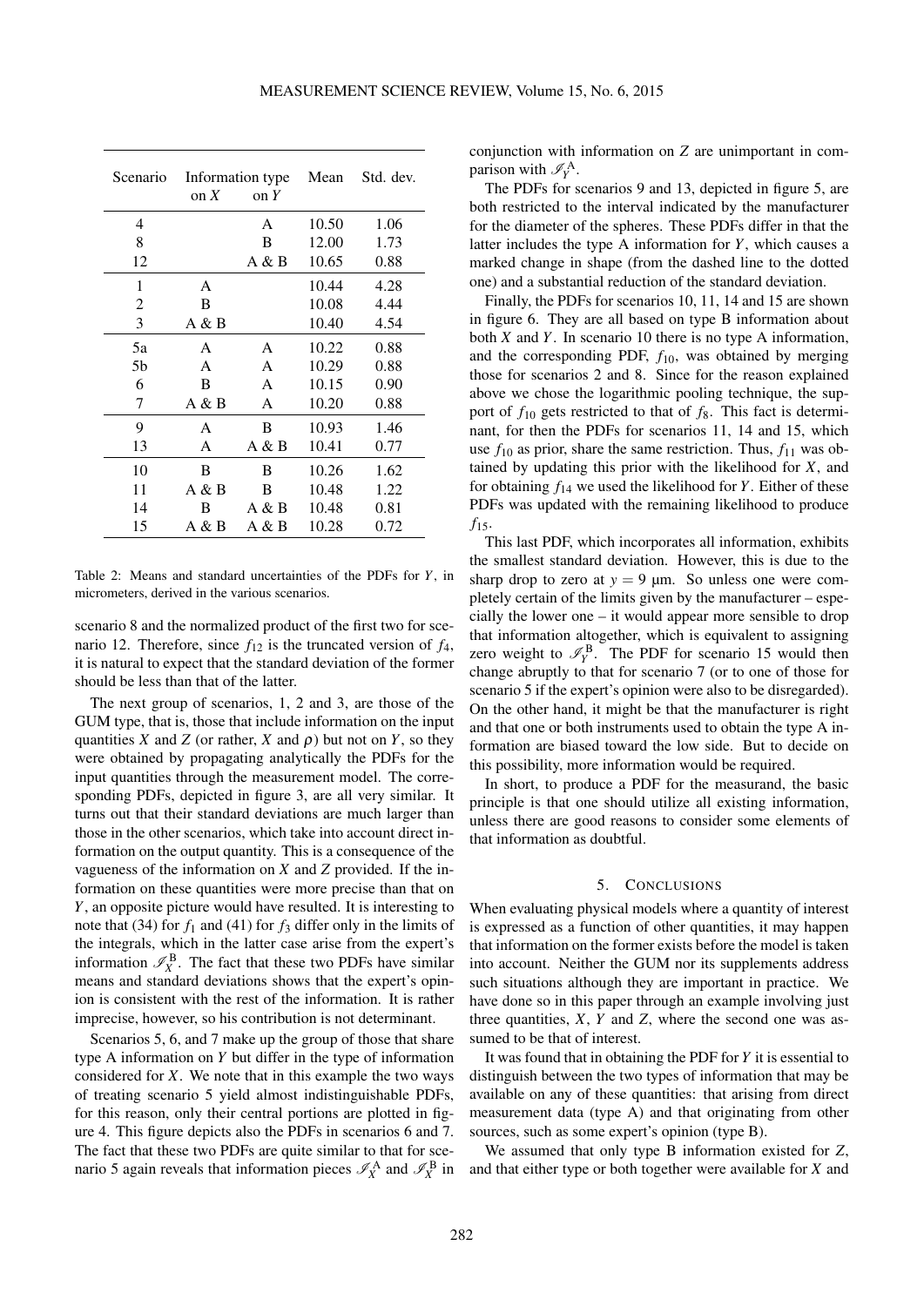| Scenario | Information type on $X$ | Information type on $Y$ | Mean | Std. dev. |
|---|---|---|---|---|
| 4 | | A | 10.50 | 1.06 |
| 8 | | B | 12.00 | 1.73 |
| 12 | | A & B | 10.65 | 0.88 |
| 1 | A | | 10.44 | 4.28 |
| 2 | B | | 10.08 | 4.44 |
| 3 | A & B | | 10.40 | 4.54 |
| 5a | A | A | 10.22 | 0.88 |
| 5b | A | A | 10.29 | 0.88 |
| 6 | B | A | 10.15 | 0.90 |
| 7 | A & B | A | 10.20 | 0.88 |
| 9 | A | B | 10.93 | 1.46 |
| 13 | A | A & B | 10.41 | 0.77 |
| 10 | B | B | 10.26 | 1.62 |
| 11 | A & B | B | 10.48 | 1.22 |
| 14 | B | A & B | 10.48 | 0.81 |
| 15 | A & B | A & B | 10.28 | 0.72 |

Table 2: Means and standard uncertainties of the PDFs for $Y$, in micrometers, derived in the various scenarios.

scenario 8 and the normalized product of the first two for scenario 12. Therefore, since $f_{12}$ is the truncated version of $f_4$, it is natural to expect that the standard deviation of the former should be less than that of the latter.

The next group of scenarios, 1, 2 and 3, are those of the GUM type, that is, those that include information on the input quantities $X$ and $Z$ (or rather, $X$ and $\rho$) but not on $Y$, so they were obtained by propagating analytically the PDFs for the input quantities through the measurement model. The corresponding PDFs, depicted in figure 3, are all very similar. It turns out that their standard deviations are much larger than those in the other scenarios, which take into account direct information on the output quantity. This is a consequence of the vagueness of the information on $X$ and $Z$ provided. If the information on these quantities were more precise than that on $Y$, an opposite picture would have resulted. It is interesting to note that (34) for $f_1$ and (41) for $f_3$ differ only in the limits of the integrals, which in the latter case arise from the expert's information $\mathscr{I}_X^{\text{B}}$. The fact that these two PDFs have similar means and standard deviations shows that the expert's opinion is consistent with the rest of the information. It is rather imprecise, however, so his contribution is not determinant.

Scenarios 5, 6, and 7 make up the group of those that share type A information on $Y$ but differ in the type of information considered for $X$. We note that in this example the two ways of treating scenario 5 yield almost indistinguishable PDFs, for this reason, only their central portions are plotted in figure 4. This figure depicts also the PDFs in scenarios 6 and 7. The fact that these two PDFs are quite similar to that for scenario 5 again reveals that information pieces $\mathscr{I}_X^{\text{A}}$ and $\mathscr{I}_X^{\text{B}}$ in conjunction with information on $Z$ are unimportant in comparison with $\mathscr{I}_Y^{\text{A}}$.

The PDFs for scenarios 9 and 13, depicted in figure 5, are both restricted to the interval indicated by the manufacturer for the diameter of the spheres. These PDFs differ in that the latter includes the type A information for $Y$, which causes a marked change in shape (from the dashed line to the dotted one) and a substantial reduction of the standard deviation.

Finally, the PDFs for scenarios 10, 11, 14 and 15 are shown in figure 6. They are all based on type B information about both $X$ and $Y$. In scenario 10 there is no type A information, and the corresponding PDF, $f_{10}$, was obtained by merging those for scenarios 2 and 8. Since for the reason explained above we chose the logarithmic pooling technique, the support of $f_{10}$ gets restricted to that of $f_8$. This fact is determinant, for then the PDFs for scenarios 11, 14 and 15, which use $f_{10}$ as prior, share the same restriction. Thus, $f_{11}$ was obtained by updating this prior with the likelihood for $X$, and for obtaining $f_{14}$ we used the likelihood for $Y$. Either of these PDFs was updated with the remaining likelihood to produce $f_{15}$.

This last PDF, which incorporates all information, exhibits the smallest standard deviation. However, this is due to the sharp drop to zero at $y = 9$ µm. So unless one were completely certain of the limits given by the manufacturer – especially the lower one – it would appear more sensible to drop that information altogether, which is equivalent to assigning zero weight to $\mathscr{I}_Y^{\text{B}}$. The PDF for scenario 15 would then change abruptly to that for scenario 7 (or to one of those for scenario 5 if the expert's opinion were also to be disregarded). On the other hand, it might be that the manufacturer is right and that one or both instruments used to obtain the type A information are biased toward the low side. But to decide on this possibility, more information would be required.

In short, to produce a PDF for the measurand, the basic principle is that one should utilize all existing information, unless there are good reasons to consider some elements of that information as doubtful.

## 5. Conclusions

When evaluating physical models where a quantity of interest is expressed as a function of other quantities, it may happen that information on the former exists before the model is taken into account. Neither the GUM nor its supplements address such situations although they are important in practice. We have done so in this paper through an example involving just three quantities, $X$, $Y$ and $Z$, where the second one was assumed to be that of interest.

It was found that in obtaining the PDF for $Y$ it is essential to distinguish between the two types of information that may be available on any of these quantities: that arising from direct measurement data (type A) and that originating from other sources, such as some expert's opinion (type B).

We assumed that only type B information existed for $Z$, and that either type or both together were available for $X$ and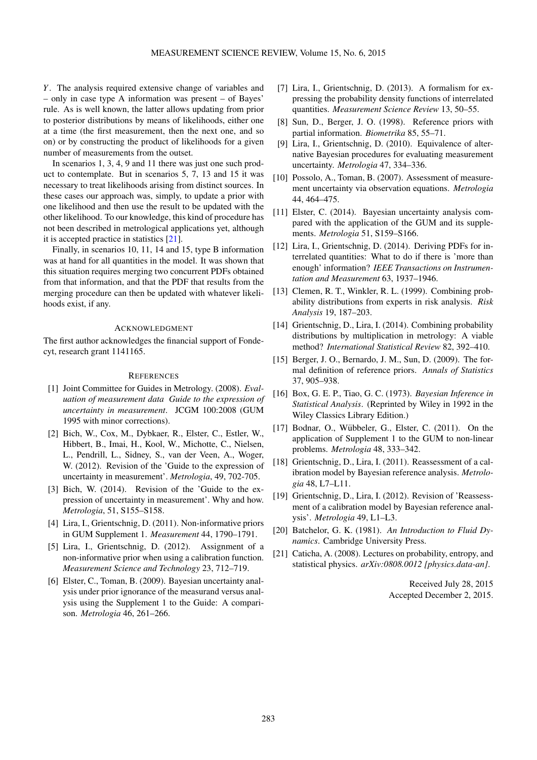$Y$. The analysis required extensive change of variables and – only in case type A information was present – of Bayes' rule. As is well known, the latter allows updating from prior to posterior distributions by means of likelihoods, either one at a time (the first measurement, then the next one, and so on) or by constructing the product of likelihoods for a given number of measurements from the outset.

In scenarios 1, 3, 4, 9 and 11 there was just one such product to contemplate. But in scenarios 5, 7, 13 and 15 it was necessary to treat likelihoods arising from distinct sources. In these cases our approach was, simply, to update a prior with one likelihood and then use the result to be updated with the other likelihood. To our knowledge, this kind of procedure has not been described in metrological applications yet, although it is accepted practice in statistics [21].

Finally, in scenarios 10, 11, 14 and 15, type B information was at hand for all quantities in the model. It was shown that this situation requires merging two concurrent PDFs obtained from that information, and that the PDF that results from the merging procedure can then be updated with whatever likelihoods exist, if any.

## Acknowledgment

The first author acknowledges the financial support of Fondecyt, research grant 1141165.

## References

[1] Joint Committee for Guides in Metrology. (2008). *Evaluation of measurement data Guide to the expression of uncertainty in measurement*. JCGM 100:2008 (GUM 1995 with minor corrections).

[2] Bich, W., Cox, M., Dybkaer, R., Elster, C., Estler, W., Hibbert, B., Imai, H., Kool, W., Michotte, C., Nielsen, L., Pendrill, L., Sidney, S., van der Veen, A., Woger, W. (2012). Revision of the 'Guide to the expression of uncertainty in measurement'. *Metrologia*, 49, 702-705.

[3] Bich, W. (2014). Revision of the 'Guide to the expression of uncertainty in measurement'. Why and how. *Metrologia*, 51, S155–S158.

[4] Lira, I., Grientschnig, D. (2011). Non-informative priors in GUM Supplement 1. *Measurement* 44, 1790–1791.

[5] Lira, I., Grientschnig, D. (2012). Assignment of a non-informative prior when using a calibration function. *Measurement Science and Technology* 23, 712–719.

[6] Elster, C., Toman, B. (2009). Bayesian uncertainty analysis under prior ignorance of the measurand versus analysis using the Supplement 1 to the Guide: A comparison. *Metrologia* 46, 261–266.

[7] Lira, I., Grientschnig, D. (2013). A formalism for expressing the probability density functions of interrelated quantities. *Measurement Science Review* 13, 50–55.

[8] Sun, D., Berger, J. O. (1998). Reference priors with partial information. *Biometrika* 85, 55–71.

[9] Lira, I., Grientschnig, D. (2010). Equivalence of alternative Bayesian procedures for evaluating measurement uncertainty. *Metrologia* 47, 334–336.

[10] Possolo, A., Toman, B. (2007). Assessment of measurement uncertainty via observation equations. *Metrologia* 44, 464–475.

[11] Elster, C. (2014). Bayesian uncertainty analysis compared with the application of the GUM and its supplements. *Metrologia* 51, S159–S166.

[12] Lira, I., Grientschnig, D. (2014). Deriving PDFs for interrelated quantities: What to do if there is 'more than enough' information? *IEEE Transactions on Instrumentation and Measurement* 63, 1937–1946.

[13] Clemen, R. T., Winkler, R. L. (1999). Combining probability distributions from experts in risk analysis. *Risk Analysis* 19, 187–203.

[14] Grientschnig, D., Lira, I. (2014). Combining probability distributions by multiplication in metrology: A viable method? *International Statistical Review* 82, 392–410.

[15] Berger, J. O., Bernardo, J. M., Sun, D. (2009). The formal definition of reference priors. *Annals of Statistics* 37, 905–938.

[16] Box, G. E. P., Tiao, G. C. (1973). *Bayesian Inference in Statistical Analysis*. (Reprinted by Wiley in 1992 in the Wiley Classics Library Edition.)

[17] Bodnar, O., Wübbeler, G., Elster, C. (2011). On the application of Supplement 1 to the GUM to non-linear problems. *Metrologia* 48, 333–342.

[18] Grientschnig, D., Lira, I. (2011). Reassessment of a calibration model by Bayesian reference analysis. *Metrologia* 48, L7–L11.

[19] Grientschnig, D., Lira, I. (2012). Revision of 'Reassessment of a calibration model by Bayesian reference analysis'. *Metrologia* 49, L1–L3.

[20] Batchelor, G. K. (1981). *An Introduction to Fluid Dynamics*. Cambridge University Press.

[21] Caticha, A. (2008). Lectures on probability, entropy, and statistical physics. *arXiv:0808.0012 [physics.data-an]*.

Received July 28, 2015
Accepted December 2, 2015.